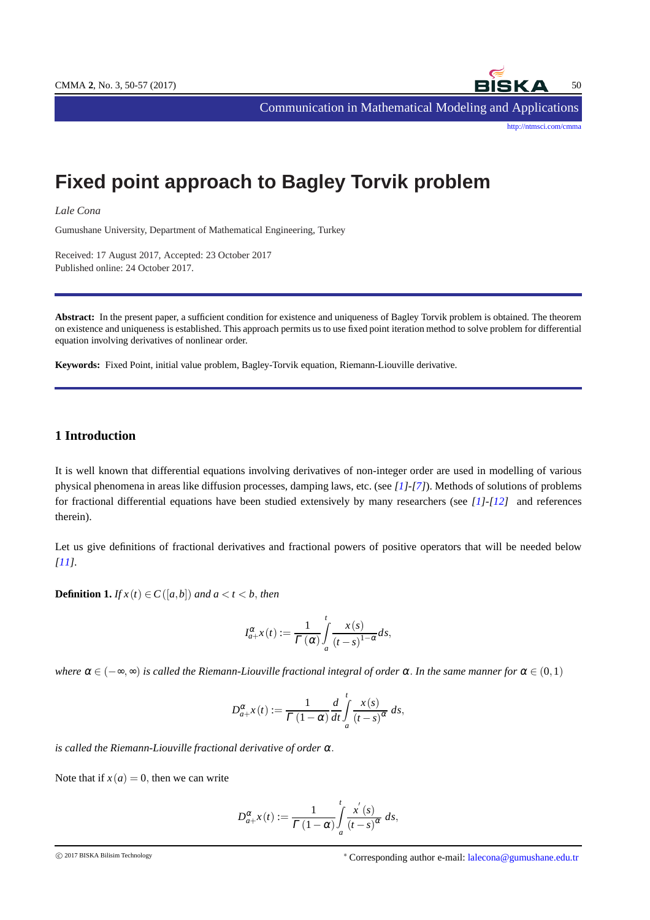# Fixed point approach to Bagley Torvik problem

*Lale Cona*

Gumushane University, Department of Mathematical Engineering, Turkey

Received: 17 August 2017, Accepted: 23 October 2017
Published online: 24 October 2017.

---

**Abstract:** In the present paper, a sufficient condition for existence and uniqueness of Bagley Torvik problem is obtained. The theorem on existence and uniqueness is established. This approach permits us to use fixed point iteration method to solve problem for differential equation involving derivatives of nonlinear order.

**Keywords:** Fixed Point, initial value problem, Bagley-Torvik equation, Riemann-Liouville derivative.

---

## 1 Introduction

It is well known that differential equations involving derivatives of non-integer order are used in modelling of various physical phenomena in areas like diffusion processes, damping laws, etc. (see [1]-[7]). Methods of solutions of problems for fractional differential equations have been studied extensively by many researchers (see [1]-[12] and references therein).

Let us give definitions of fractional derivatives and fractional powers of positive operators that will be needed below [11].

**Definition 1.** *If $x(t) \in C([a,b])$ and $a < t < b$, then*

$$I_{a+}^{\alpha} x(t) := \frac{1}{\Gamma(\alpha)} \int_{a}^{t} \frac{x(s)}{(t-s)^{1-\alpha}} ds,$$

*where $\alpha \in (-\infty, \infty)$ is called the Riemann-Liouville fractional integral of order $\alpha$. In the same manner for $\alpha \in (0,1)$*

$$D_{a+}^{\alpha} x(t) := \frac{1}{\Gamma(1-\alpha)} \frac{d}{dt} \int_{a}^{t} \frac{x(s)}{(t-s)^{\alpha}} ds,$$

*is called the Riemann-Liouville fractional derivative of order $\alpha$.*

Note that if $x(a) = 0$, then we can write

$$D_{a+}^{\alpha} x(t) := \frac{1}{\Gamma(1-\alpha)} \int_{a}^{t} \frac{x'(s)}{(t-s)^{\alpha}} ds,$$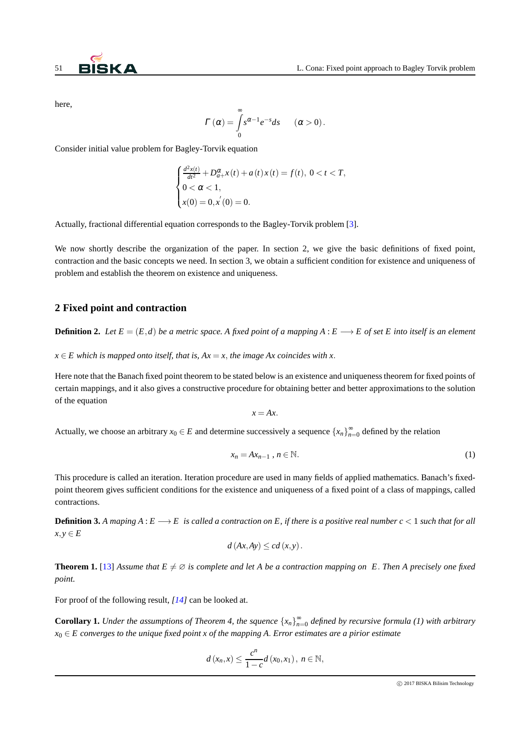here,

$$\Gamma(\alpha) = \int_0^\infty s^{\alpha-1} e^{-s} ds \qquad (\alpha > 0).$$

Consider initial value problem for Bagley-Torvik equation

$$\begin{cases} \frac{d^2x(t)}{dt^2} + D_{a+}^{\alpha} x(t) + a(t)x(t) = f(t), \; 0 < t < T, \\ 0 < \alpha < 1, \\ x(0) = 0, x'(0) = 0. \end{cases}$$

Actually, fractional differential equation corresponds to the Bagley-Torvik problem [3].

We now shortly describe the organization of the paper. In section 2, we give the basic definitions of fixed point, contraction and the basic concepts we need. In section 3, we obtain a sufficient condition for existence and uniqueness of problem and establish the theorem on existence and uniqueness.

## 2 Fixed point and contraction

**Definition 2.** *Let $E = (E, d)$ be a metric space. A fixed point of a mapping $A : E \longrightarrow E$ of set $E$ into itself is an element*

*$x \in E$ which is mapped onto itself, that is, $Ax = x$, the image $Ax$ coincides with $x$.*

Here note that the Banach fixed point theorem to be stated below is an existence and uniqueness theorem for fixed points of certain mappings, and it also gives a constructive procedure for obtaining better and better approximations to the solution of the equation

$$x = Ax.$$

Actually, we choose an arbitrary $x_0 \in E$ and determine successively a sequence $\{x_n\}_{n=0}^{\infty}$ defined by the relation

$$x_n = Ax_{n-1} \,, n \in \mathbb{N}. \tag{1}$$

This procedure is called an iteration. Iteration procedure are used in many fields of applied mathematics. Banach's fixed-point theorem gives sufficient conditions for the existence and uniqueness of a fixed point of a class of mappings, called contractions.

**Definition 3.** *A maping $A : E \longrightarrow E$ is called a contraction on $E$, if there is a positive real number $c < 1$ such that for all $x, y \in E$*

$$d(Ax, Ay) \leq c d(x, y).$$

**Theorem 1.** [13] *Assume that $E \neq \varnothing$ is complete and let $A$ be a contraction mapping on $E$. Then $A$ precisely one fixed point.*

For proof of the following result, *[14]* can be looked at.

**Corollary 1.** *Under the assumptions of Theorem 4, the squence $\{x_n\}_{n=0}^{\infty}$ defined by recursive formula (1) with arbitrary $x_0 \in E$ converges to the unique fixed point $x$ of the mapping $A$. Error estimates are a pirior estimate*

$$d(x_n, x) \leq \frac{c^n}{1-c} d(x_0, x_1), \; n \in \mathbb{N},$$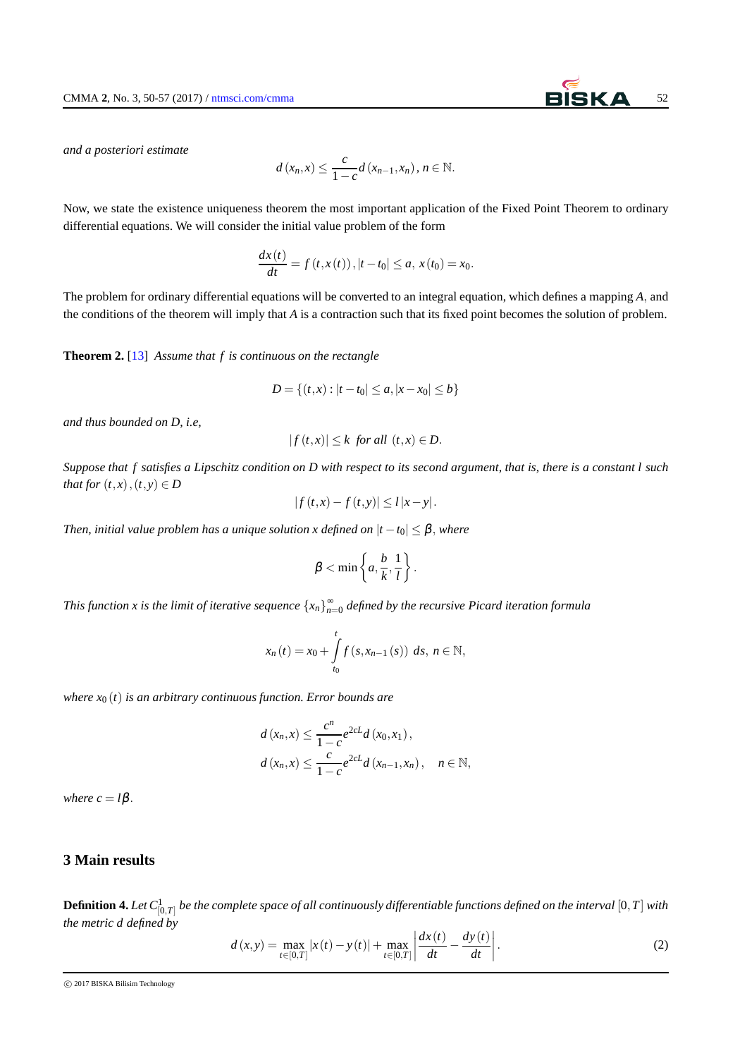*and a posteriori estimate*

$$d(x_n, x) \le \frac{c}{1-c} d(x_{n-1}, x_n),\ n \in \mathbb{N}.$$

Now, we state the existence uniqueness theorem the most important application of the Fixed Point Theorem to ordinary differential equations. We will consider the initial value problem of the form

$$\frac{dx(t)}{dt} = f(t, x(t)),\ |t - t_0| \le a,\ x(t_0) = x_0.$$

The problem for ordinary differential equations will be converted to an integral equation, which defines a mapping $A$, and the conditions of the theorem will imply that $A$ is a contraction such that its fixed point becomes the solution of problem.

**Theorem 2.** [13] *Assume that $f$ is continuous on the rectangle*

$$D = \{(t, x) : |t - t_0| \le a, |x - x_0| \le b\}$$

*and thus bounded on D, i.e,*

$$|f(t, x)| \le k \ \text{ for all } \ (t, x) \in D.$$

*Suppose that $f$ satisfies a Lipschitz condition on D with respect to its second argument, that is, there is a constant $l$ such that for $(t, x), (t, y) \in D$*

$$|f(t, x) - f(t, y)| \le l\,|x - y|.$$

*Then, initial value problem has a unique solution $x$ defined on $|t - t_0| \le \beta$, where*

$$\beta < \min\left\{a, \frac{b}{k}, \frac{1}{l}\right\}.$$

*This function $x$ is the limit of iterative sequence $\{x_n\}_{n=0}^{\infty}$ defined by the recursive Picard iteration formula*

$$x_n(t) = x_0 + \int_{t_0}^{t} f(s, x_{n-1}(s))\ ds,\ n \in \mathbb{N},$$

*where $x_0(t)$ is an arbitrary continuous function. Error bounds are*

$$\begin{aligned} d(x_n, x) &\le \frac{c^n}{1-c} e^{2cL} d(x_0, x_1), \\ d(x_n, x) &\le \frac{c}{1-c} e^{2cL} d(x_{n-1}, x_n), \quad n \in \mathbb{N}, \end{aligned}$$

*where $c = l\beta$.*

## 3 Main results

**Definition 4.** *Let $C^1_{[0,T]}$ be the complete space of all continuously differentiable functions defined on the interval $[0, T]$ with the metric $d$ defined by*

$$d(x, y) = \max_{t\in[0,T]} |x(t) - y(t)| + \max_{t\in[0,T]} \left| \frac{dx(t)}{dt} - \frac{dy(t)}{dt} \right|. \tag{2}$$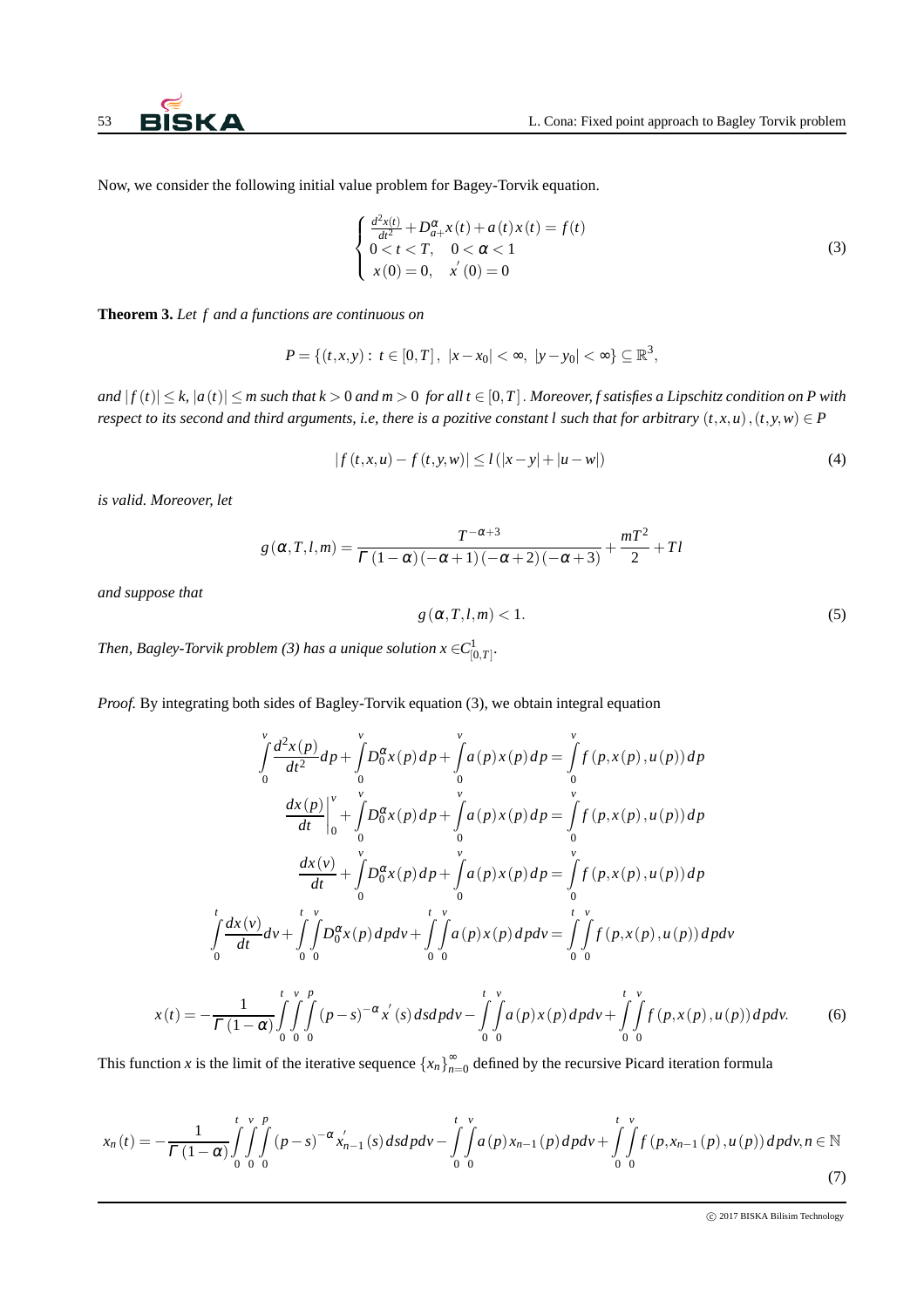Now, we consider the following initial value problem for Bagey-Torvik equation.

$$\begin{cases} \frac{d^2x(t)}{dt^2} + D^{\alpha}_{a+}x(t) + a(t)x(t) = f(t) \\ 0 < t < T, \quad 0 < \alpha < 1 \\ x(0) = 0, \quad x'(0) = 0 \end{cases} \tag{3}$$

**Theorem 3.** *Let $f$ and $a$ functions are continuous on*

$$P = \{(t,x,y):\ t \in [0,T],\ |x - x_0| < \infty,\ |y - y_0| < \infty\} \subseteq \mathbb{R}^3,$$

*and $|f(t)| \leq k$, $|a(t)| \leq m$ such that $k > 0$ and $m > 0$ for all $t \in [0,T]$. Moreover, f satisfies a Lipschitz condition on $P$ with respect to its second and third arguments, i.e, there is a pozitive constant $l$ such that for arbitrary $(t,x,u), (t,y,w) \in P$*

$$|f(t,x,u) - f(t,y,w)| \leq l(|x-y| + |u-w|) \tag{4}$$

*is valid. Moreover, let*

$$g(\alpha,T,l,m) = \frac{T^{-\alpha+3}}{\Gamma(1-\alpha)(-\alpha+1)(-\alpha+2)(-\alpha+3)} + \frac{mT^2}{2} + Tl$$

*and suppose that*

$$g(\alpha,T,l,m) < 1. \tag{5}$$

*Then, Bagley-Torvik problem (3) has a unique solution $x \in C^1_{[0,T]}$.*

*Proof.* By integrating both sides of Bagley-Torvik equation (3), we obtain integral equation

$$\int_0^v \frac{d^2x(p)}{dt^2}dp + \int_0^v D^{\alpha}_0 x(p)\,dp + \int_0^v a(p)x(p)\,dp = \int_0^v f(p,x(p),u(p))\,dp$$

$$\left.\frac{dx(p)}{dt}\right|_0^v + \int_0^v D^{\alpha}_0 x(p)\,dp + \int_0^v a(p)x(p)\,dp = \int_0^v f(p,x(p),u(p))\,dp$$

$$\frac{dx(v)}{dt} + \int_0^v D^{\alpha}_0 x(p)\,dp + \int_0^v a(p)x(p)\,dp = \int_0^v f(p,x(p),u(p))\,dp$$

$$\int_0^t \frac{dx(v)}{dt}dv + \int_0^t\int_0^v D^{\alpha}_0 x(p)\,dp\,dv + \int_0^t\int_0^v a(p)x(p)\,dp\,dv = \int_0^t\int_0^v f(p,x(p),u(p))\,dp\,dv$$

$$x(t) = -\frac{1}{\Gamma(1-\alpha)}\int_0^t\int_0^v\int_0^p (p-s)^{-\alpha}x'(s)\,ds\,dp\,dv - \int_0^t\int_0^v a(p)x(p)\,dp\,dv + \int_0^t\int_0^v f(p,x(p),u(p))\,dp\,dv. \tag{6}$$

This function $x$ is the limit of the iterative sequence $\{x_n\}_{n=0}^{\infty}$ defined by the recursive Picard iteration formula

$$x_n(t) = -\frac{1}{\Gamma(1-\alpha)}\int_0^t\int_0^v\int_0^p (p-s)^{-\alpha}x'_{n-1}(s)\,ds\,dp\,dv - \int_0^t\int_0^v a(p)x_{n-1}(p)\,dp\,dv + \int_0^t\int_0^v f(p,x_{n-1}(p),u(p))\,dp\,dv, n \in \mathbb{N} \tag{7}$$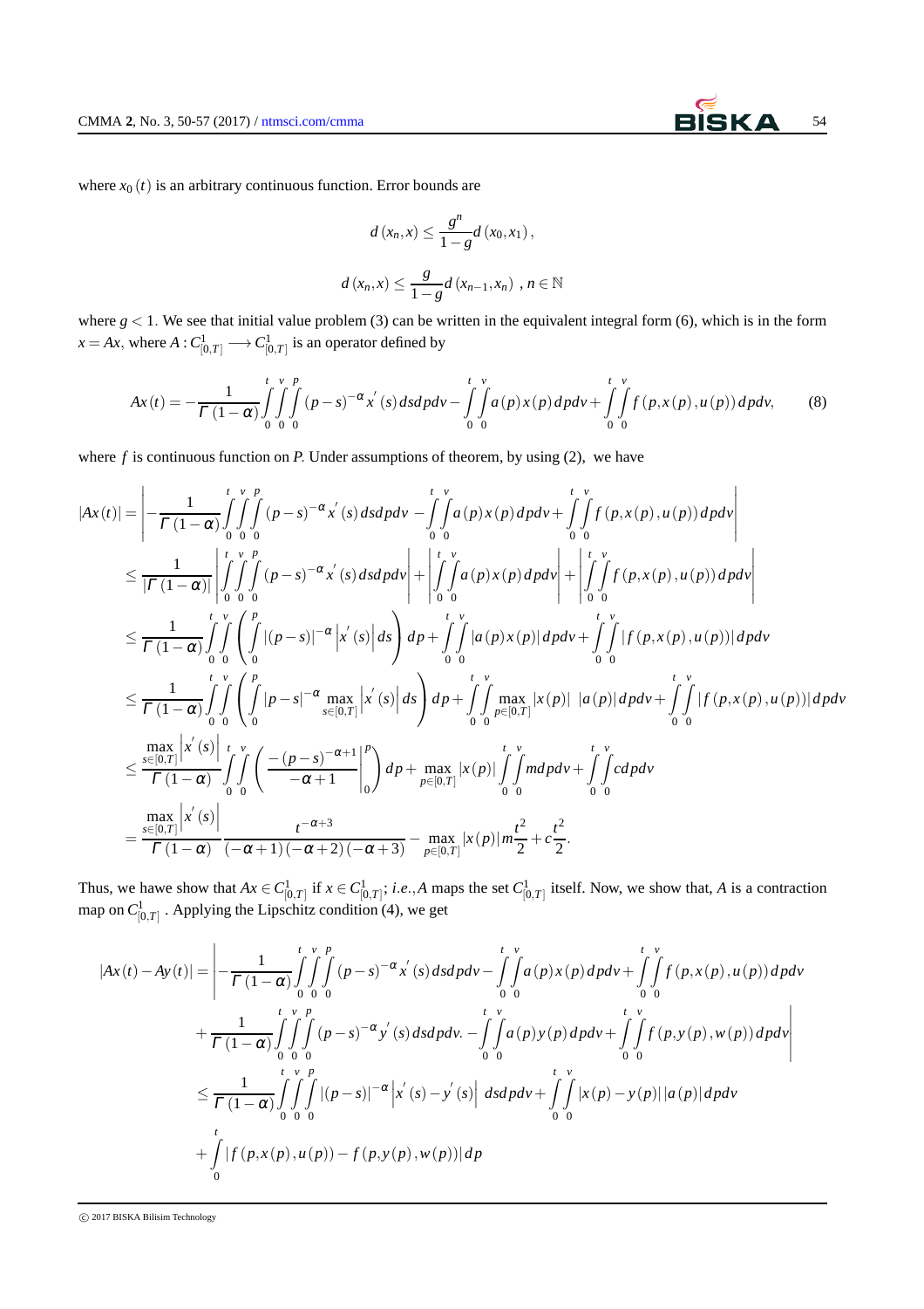where $x_0(t)$ is an arbitrary continuous function. Error bounds are

$$d(x_n, x) \leq \frac{g^n}{1-g} d(x_0, x_1),$$

$$d(x_n, x) \leq \frac{g}{1-g} d(x_{n-1}, x_n) \ , n \in \mathbb{N}$$

where $g < 1$. We see that initial value problem (3) can be written in the equivalent integral form (6), which is in the form $x = Ax$, where $A : C^1_{[0,T]} \longrightarrow C^1_{[0,T]}$ is an operator defined by

$$Ax(t) = -\frac{1}{\Gamma(1-\alpha)} \int_0^t \int_0^v \int_0^p (p-s)^{-\alpha} x'(s) \, ds dp dv - \int_0^t \int_0^v a(p) x(p) \, dp dv + \int_0^t \int_0^v f(p, x(p), u(p)) \, dp dv, \tag{8}$$

where $f$ is continuous function on $P$. Under assumptions of theorem, by using (2), we have

$$\begin{aligned}
|Ax(t)| &= \left| -\frac{1}{\Gamma(1-\alpha)} \int_0^t \int_0^v \int_0^p (p-s)^{-\alpha} x'(s) \, ds dp dv - \int_0^t \int_0^v a(p) x(p) \, dp dv + \int_0^t \int_0^v f(p, x(p), u(p)) \, dp dv \right| \\
&\leq \frac{1}{|\Gamma(1-\alpha)|} \left| \int_0^t \int_0^v \int_0^p (p-s)^{-\alpha} x'(s) \, ds dp dv \right| + \left| \int_0^t \int_0^v a(p) x(p) \, dp dv \right| + \left| \int_0^t \int_0^v f(p, x(p), u(p)) \, dp dv \right| \\
&\leq \frac{1}{\Gamma(1-\alpha)} \int_0^t \int_0^v \left( \int_0^p |(p-s)|^{-\alpha} \left| x'(s) \right| ds \right) dp + \int_0^t \int_0^v |a(p) x(p)| \, dp dv + \int_0^t \int_0^v |f(p, x(p), u(p))| \, dp dv \\
&\leq \frac{1}{\Gamma(1-\alpha)} \int_0^t \int_0^v \left( \int_0^p |p-s|^{-\alpha} \max_{s \in [0,T]} \left| x'(s) \right| ds \right) dp + \int_0^t \int_0^v \max_{p \in [0,T]} |x(p)| \ |a(p)| \, dp dv + \int_0^t \int_0^v |f(p, x(p), u(p))| \, dp dv \\
&\leq \frac{\max_{s \in [0,T]} \left| x'(s) \right|}{\Gamma(1-\alpha)} \int_0^t \int_0^v \left( \left. \frac{-(p-s)^{-\alpha+1}}{-\alpha+1} \right|_0^p \right) dp + \max_{p \in [0,T]} |x(p)| \int_0^t \int_0^v m \, dp dv + \int_0^t \int_0^v c \, dp dv \\
&= \frac{\max_{s \in [0,T]} \left| x'(s) \right|}{\Gamma(1-\alpha)} \frac{t^{-\alpha+3}}{(-\alpha+1)(-\alpha+2)(-\alpha+3)} - \max_{p \in [0,T]} |x(p)| \, m \frac{t^2}{2} + c \frac{t^2}{2}.
\end{aligned}$$

Thus, we hawe show that $Ax \in C^1_{[0,T]}$ if $x \in C^1_{[0,T]}$; *i.e.*,$A$ maps the set $C^1_{[0,T]}$ itself. Now, we show that, $A$ is a contraction map on $C^1_{[0,T]}$ . Applying the Lipschitz condition (4), we get

$$\begin{aligned}
|Ax(t) - Ay(t)| &= \left| -\frac{1}{\Gamma(1-\alpha)} \int_0^t \int_0^v \int_0^p (p-s)^{-\alpha} x'(s) \, ds dp dv - \int_0^t \int_0^v a(p) x(p) \, dp dv + \int_0^t \int_0^v f(p, x(p), u(p)) \, dp dv \right. \\
&\quad \left. + \frac{1}{\Gamma(1-\alpha)} \int_0^t \int_0^v \int_0^p (p-s)^{-\alpha} y'(s) \, ds dp dv. - \int_0^t \int_0^v a(p) y(p) \, dp dv + \int_0^t \int_0^v f(p, y(p), w(p)) \, dp dv \right| \\
&\leq \frac{1}{\Gamma(1-\alpha)} \int_0^t \int_0^v \int_0^p |(p-s)|^{-\alpha} \left| x'(s) - y'(s) \right| \ ds dp dv + \int_0^t \int_0^v |x(p) - y(p)| \, |a(p)| \, dp dv \\
&\quad + \int_0^t |f(p, x(p), u(p)) - f(p, y(p), w(p))| \, dp
\end{aligned}$$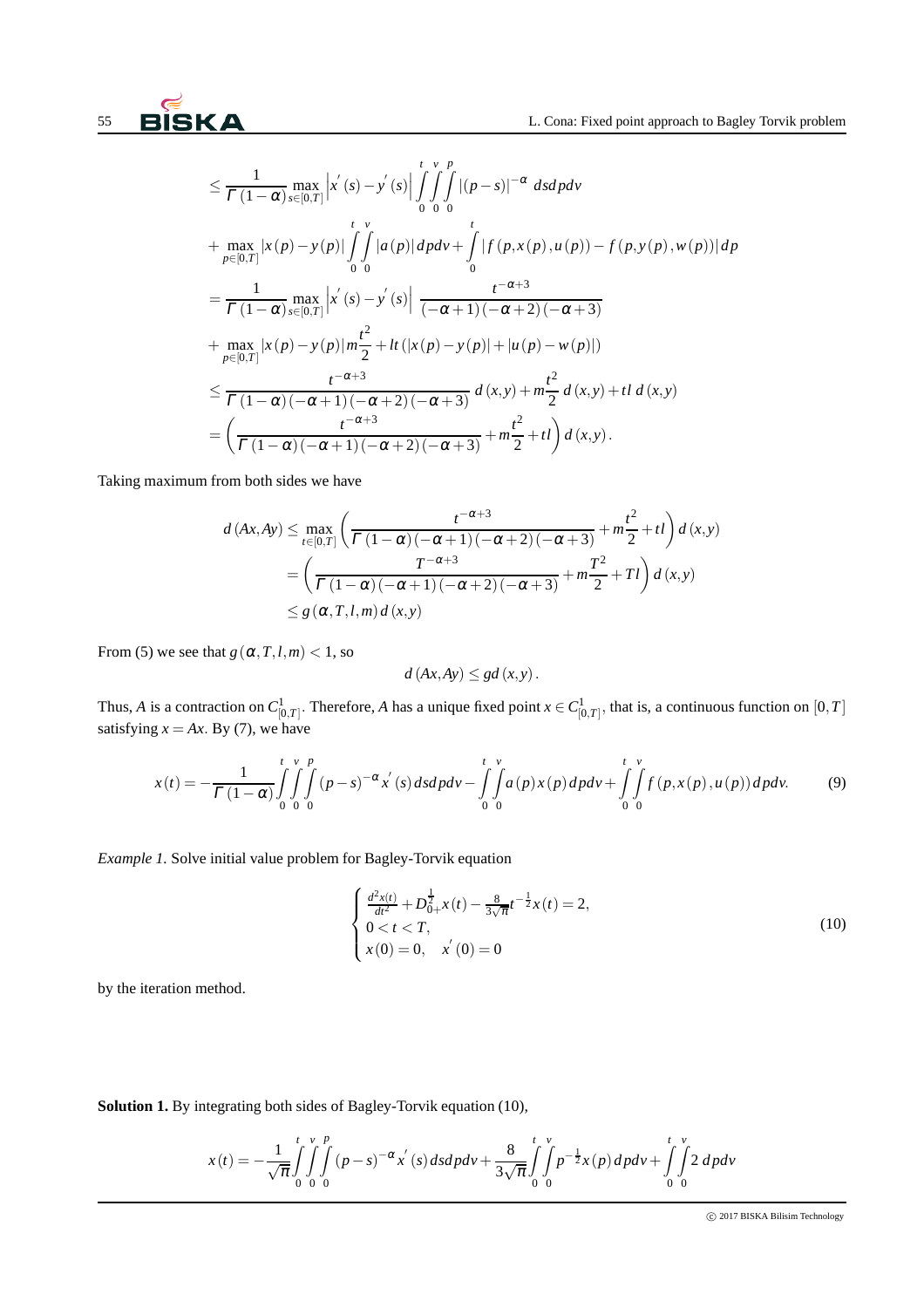$$
\begin{aligned}
&\leq \frac{1}{\Gamma(1-\alpha)} \max_{s\in[0,T]} \left|x'(s)-y'(s)\right| \int_0^t\int_0^v\int_0^p |(p-s)|^{-\alpha}\, ds\,dp\,dv \\
&+ \max_{p\in[0,T]} |x(p)-y(p)| \int_0^t\int_0^v |a(p)|\,dp\,dv + \int_0^t |f(p,x(p),u(p))-f(p,y(p),w(p))|\,dp \\
&= \frac{1}{\Gamma(1-\alpha)} \max_{s\in[0,T]} \left|x'(s)-y'(s)\right| \frac{t^{-\alpha+3}}{(-\alpha+1)(-\alpha+2)(-\alpha+3)} \\
&+ \max_{p\in[0,T]} |x(p)-y(p)|\, m\frac{t^2}{2} + lt\left(|x(p)-y(p)|+|u(p)-w(p)|\right) \\
&\leq \frac{t^{-\alpha+3}}{\Gamma(1-\alpha)(-\alpha+1)(-\alpha+2)(-\alpha+3)}\, d(x,y) + m\frac{t^2}{2}\, d(x,y) + tl\, d(x,y) \\
&= \left(\frac{t^{-\alpha+3}}{\Gamma(1-\alpha)(-\alpha+1)(-\alpha+2)(-\alpha+3)} + m\frac{t^2}{2} + tl\right) d(x,y).
\end{aligned}
$$

Taking maximum from both sides we have

$$
\begin{aligned}
d(Ax,Ay) &\leq \max_{t\in[0,T]} \left(\frac{t^{-\alpha+3}}{\Gamma(1-\alpha)(-\alpha+1)(-\alpha+2)(-\alpha+3)} + m\frac{t^2}{2} + tl\right) d(x,y) \\
&= \left(\frac{T^{-\alpha+3}}{\Gamma(1-\alpha)(-\alpha+1)(-\alpha+2)(-\alpha+3)} + m\frac{T^2}{2} + Tl\right) d(x,y) \\
&\leq g(\alpha,T,l,m)\, d(x,y)
\end{aligned}
$$

From (5) we see that $g(\alpha,T,l,m) < 1$, so

$$
d(Ax,Ay) \leq g d(x,y).
$$

Thus, $A$ is a contraction on $C^1_{[0,T]}$. Therefore, $A$ has a unique fixed point $x \in C^1_{[0,T]}$, that is, a continuous function on $[0,T]$ satisfying $x = Ax$. By (7), we have

$$
x(t) = -\frac{1}{\Gamma(1-\alpha)} \int_0^t\int_0^v\int_0^p (p-s)^{-\alpha} x'(s)\, ds\,dp\,dv - \int_0^t\int_0^v a(p)x(p)\,dp\,dv + \int_0^t\int_0^v f(p,x(p),u(p))\,dp\,dv. \tag{9}
$$

*Example 1.* Solve initial value problem for Bagley-Torvik equation

$$
\begin{cases}
\frac{d^2x(t)}{dt^2} + D^{\frac{1}{2}}_{0+}x(t) - \frac{8}{3\sqrt{\pi}}t^{-\frac{1}{2}}x(t) = 2, \\
0 < t < T, \\
x(0) = 0, \quad x'(0) = 0
\end{cases} \tag{10}
$$

by the iteration method.

**Solution 1.** By integrating both sides of Bagley-Torvik equation (10),

$$
x(t) = -\frac{1}{\sqrt{\pi}} \int_0^t\int_0^v\int_0^p (p-s)^{-\alpha} x'(s)\, ds\,dp\,dv + \frac{8}{3\sqrt{\pi}} \int_0^t\int_0^v p^{-\frac{1}{2}} x(p)\,dp\,dv + \int_0^t\int_0^v 2\,dp\,dv
$$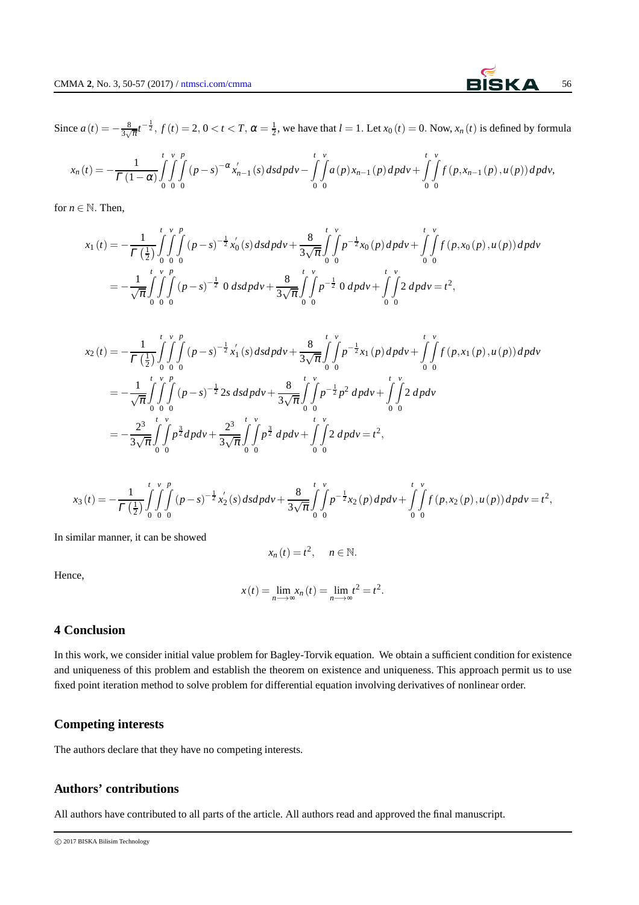Since $a(t) = -\frac{8}{3\sqrt{\pi}}t^{-\frac{1}{2}}$, $f(t) = 2$, $0 < t < T$, $\alpha = \frac{1}{2}$, we have that $l = 1$. Let $x_0(t) = 0$. Now, $x_n(t)$ is defined by formula

$$x_n(t) = -\frac{1}{\Gamma(1-\alpha)}\int_0^t\int_0^v\int_0^p (p-s)^{-\alpha} x_{n-1}^{'}(s)\, ds dp dv - \int_0^t\int_0^v a(p) x_{n-1}(p)\, dp dv + \int_0^t\int_0^v f(p, x_{n-1}(p), u(p))\, dp dv,$$

for $n \in \mathbb{N}$. Then,

$$\begin{aligned}
x_1(t) &= -\frac{1}{\Gamma\left(\frac{1}{2}\right)}\int_0^t\int_0^v\int_0^p (p-s)^{-\frac{1}{2}} x_0^{'}(s)\, ds dp dv + \frac{8}{3\sqrt{\pi}}\int_0^t\int_0^v p^{-\frac{1}{2}} x_0(p)\, dp dv + \int_0^t\int_0^v f(p, x_0(p), u(p))\, dp dv \\
&= -\frac{1}{\sqrt{\pi}}\int_0^t\int_0^v\int_0^p (p-s)^{-\frac{1}{2}}\ 0\ ds dp dv + \frac{8}{3\sqrt{\pi}}\int_0^t\int_0^v p^{-\frac{1}{2}}\ 0\ dp dv + \int_0^t\int_0^v 2\ dp dv = t^2,
\end{aligned}$$

$$\begin{aligned}
x_2(t) &= -\frac{1}{\Gamma\left(\frac{1}{2}\right)}\int_0^t\int_0^v\int_0^p (p-s)^{-\frac{1}{2}} x_1^{'}(s)\, ds dp dv + \frac{8}{3\sqrt{\pi}}\int_0^t\int_0^v p^{-\frac{1}{2}} x_1(p)\, dp dv + \int_0^t\int_0^v f(p, x_1(p), u(p))\, dp dv \\
&= -\frac{1}{\sqrt{\pi}}\int_0^t\int_0^v\int_0^p (p-s)^{-\frac{1}{2}}\, 2s\ ds dp dv + \frac{8}{3\sqrt{\pi}}\int_0^t\int_0^v p^{-\frac{1}{2}} p^2\ dp dv + \int_0^t\int_0^v 2\ dp dv \\
&= -\frac{2^3}{3\sqrt{\pi}}\int_0^t\int_0^v p^{\frac{3}{2}} dp dv + \frac{2^3}{3\sqrt{\pi}}\int_0^t\int_0^v p^{\frac{3}{2}}\ dp dv + \int_0^t\int_0^v 2\ dp dv = t^2,
\end{aligned}$$

$$x_3(t) = -\frac{1}{\Gamma\left(\frac{1}{2}\right)}\int_0^t\int_0^v\int_0^p (p-s)^{-\frac{1}{2}} x_2^{'}(s)\, ds dp dv + \frac{8}{3\sqrt{\pi}}\int_0^t\int_0^v p^{-\frac{1}{2}} x_2(p)\, dp dv + \int_0^t\int_0^v f(p, x_2(p), u(p))\, dp dv = t^2,$$

In similar manner, it can be showed

$$x_n(t) = t^2, \quad n \in \mathbb{N}.$$

Hence,

$$x(t) = \lim_{n\longrightarrow\infty} x_n(t) = \lim_{n\longrightarrow\infty} t^2 = t^2.$$

## 4 Conclusion

In this work, we consider initial value problem for Bagley-Torvik equation. We obtain a sufficient condition for existence and uniqueness of this problem and establish the theorem on existence and uniqueness. This approach permit us to use fixed point iteration method to solve problem for differential equation involving derivatives of nonlinear order.

## Competing interests

The authors declare that they have no competing interests.

## Authors' contributions

All authors have contributed to all parts of the article. All authors read and approved the final manuscript.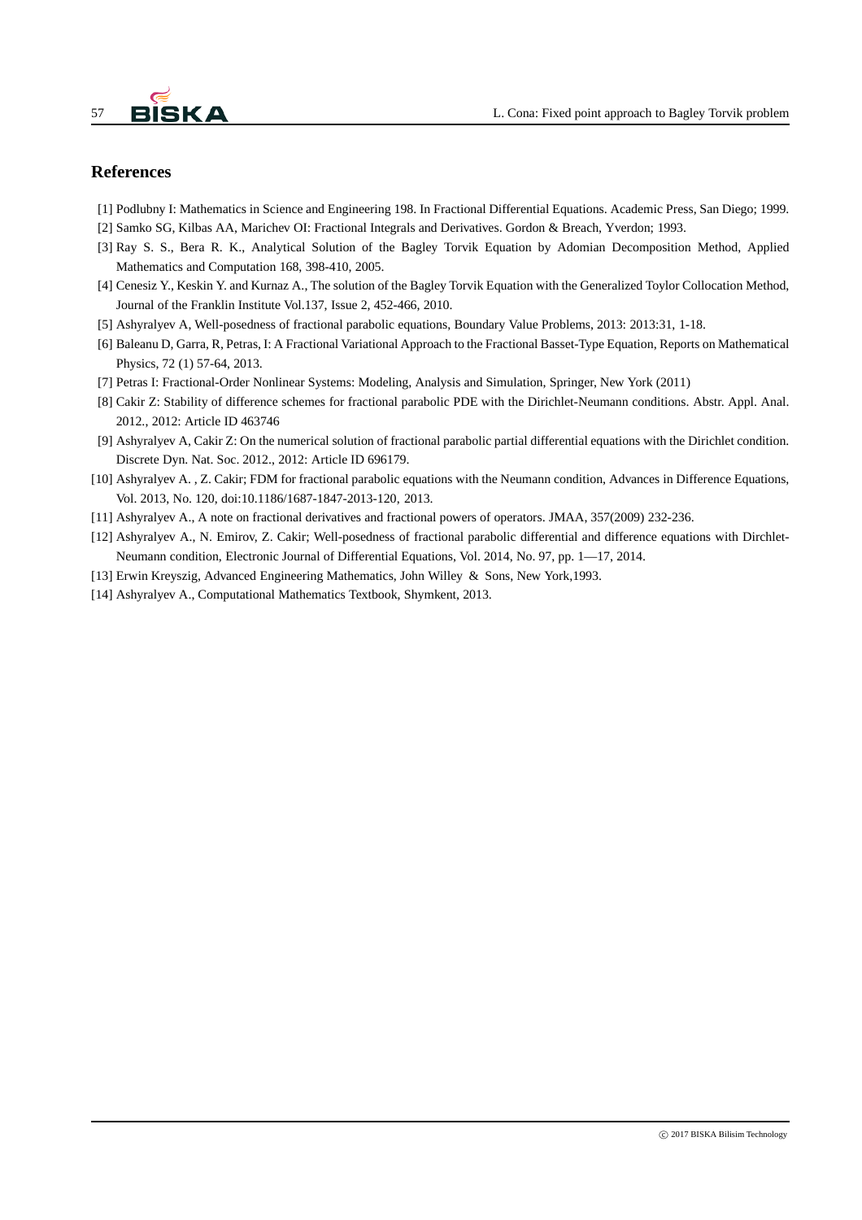## References

[1] Podlubny I: Mathematics in Science and Engineering 198. In Fractional Differential Equations. Academic Press, San Diego; 1999.

[2] Samko SG, Kilbas AA, Marichev OI: Fractional Integrals and Derivatives. Gordon & Breach, Yverdon; 1993.

[3] Ray S. S., Bera R. K., Analytical Solution of the Bagley Torvik Equation by Adomian Decomposition Method, Applied Mathematics and Computation 168, 398-410, 2005.

[4] Cenesiz Y., Keskin Y. and Kurnaz A., The solution of the Bagley Torvik Equation with the Generalized Toylor Collocation Method, Journal of the Franklin Institute Vol.137, Issue 2, 452-466, 2010.

[5] Ashyralyev A, Well-posedness of fractional parabolic equations, Boundary Value Problems, 2013: 2013:31, 1-18.

[6] Baleanu D, Garra, R, Petras, I: A Fractional Variational Approach to the Fractional Basset-Type Equation, Reports on Mathematical Physics, 72 (1) 57-64, 2013.

[7] Petras I: Fractional-Order Nonlinear Systems: Modeling, Analysis and Simulation, Springer, New York (2011)

[8] Cakir Z: Stability of difference schemes for fractional parabolic PDE with the Dirichlet-Neumann conditions. Abstr. Appl. Anal. 2012., 2012: Article ID 463746

[9] Ashyralyev A, Cakir Z: On the numerical solution of fractional parabolic partial differential equations with the Dirichlet condition. Discrete Dyn. Nat. Soc. 2012., 2012: Article ID 696179.

[10] Ashyralyev A. , Z. Cakir; FDM for fractional parabolic equations with the Neumann condition, Advances in Difference Equations, Vol. 2013, No. 120, doi:10.1186/1687-1847-2013-120, 2013.

[11] Ashyralyev A., A note on fractional derivatives and fractional powers of operators. JMAA, 357(2009) 232-236.

[12] Ashyralyev A., N. Emirov, Z. Cakir; Well-posedness of fractional parabolic differential and difference equations with Dirchlet-Neumann condition, Electronic Journal of Differential Equations, Vol. 2014, No. 97, pp. 1—17, 2014.

[13] Erwin Kreyszig, Advanced Engineering Mathematics, John Willey & Sons, New York,1993.

[14] Ashyralyev A., Computational Mathematics Textbook, Shymkent, 2013.